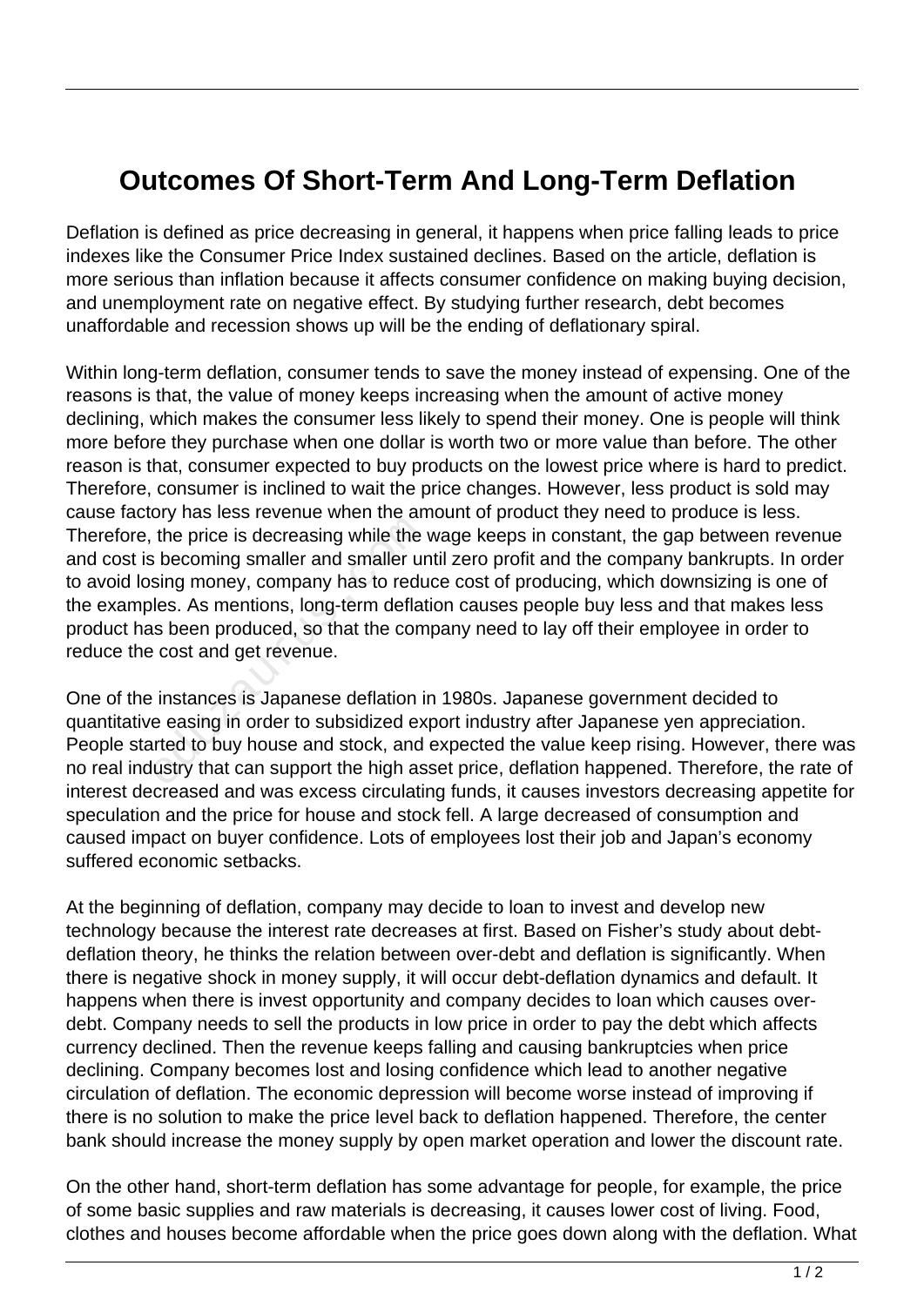# Outcomes Of Short-Term And Long-Term Deflation

Deflation is defined as price decreasing in general, it happens when price falling leads to price indexes like the Consumer Price Index sustained declines. Based on the article, deflation is more serious than inflation because it affects consumer confidence on making buying decision, and unemployment rate on negative effect. By studying further research, debt becomes unaffordable and recession shows up will be the ending of deflationary spiral.

Within long-term deflation, consumer tends to save the money instead of expensing. One of the reasons is that, the value of money keeps increasing when the amount of active money declining, which makes the consumer less likely to spend their money. One is people will think more before they purchase when one dollar is worth two or more value than before. The other reason is that, consumer expected to buy products on the lowest price where is hard to predict. Therefore, consumer is inclined to wait the price changes. However, less product is sold may cause factory has less revenue when the amount of product they need to produce is less. Therefore, the price is decreasing while the wage keeps in constant, the gap between revenue and cost is becoming smaller and smaller until zero profit and the company bankrupts. In order to avoid losing money, company has to reduce cost of producing, which downsizing is one of the examples. As mentions, long-term deflation causes people buy less and that makes less product has been produced, so that the company need to lay off their employee in order to reduce the cost and get revenue.

One of the instances is Japanese deflation in 1980s. Japanese government decided to quantitative easing in order to subsidized export industry after Japanese yen appreciation. People started to buy house and stock, and expected the value keep rising. However, there was no real industry that can support the high asset price, deflation happened. Therefore, the rate of interest decreased and was excess circulating funds, it causes investors decreasing appetite for speculation and the price for house and stock fell. A large decreased of consumption and caused impact on buyer confidence. Lots of employees lost their job and Japan's economy suffered economic setbacks.

At the beginning of deflation, company may decide to loan to invest and develop new technology because the interest rate decreases at first. Based on Fisher's study about debt-deflation theory, he thinks the relation between over-debt and deflation is significantly. When there is negative shock in money supply, it will occur debt-deflation dynamics and default. It happens when there is invest opportunity and company decides to loan which causes over-debt. Company needs to sell the products in low price in order to pay the debt which affects currency declined. Then the revenue keeps falling and causing bankruptcies when price declining. Company becomes lost and losing confidence which lead to another negative circulation of deflation. The economic depression will become worse instead of improving if there is no solution to make the price level back to deflation happened. Therefore, the center bank should increase the money supply by open market operation and lower the discount rate.

On the other hand, short-term deflation has some advantage for people, for example, the price of some basic supplies and raw materials is decreasing, it causes lower cost of living. Food, clothes and houses become affordable when the price goes down along with the deflation. What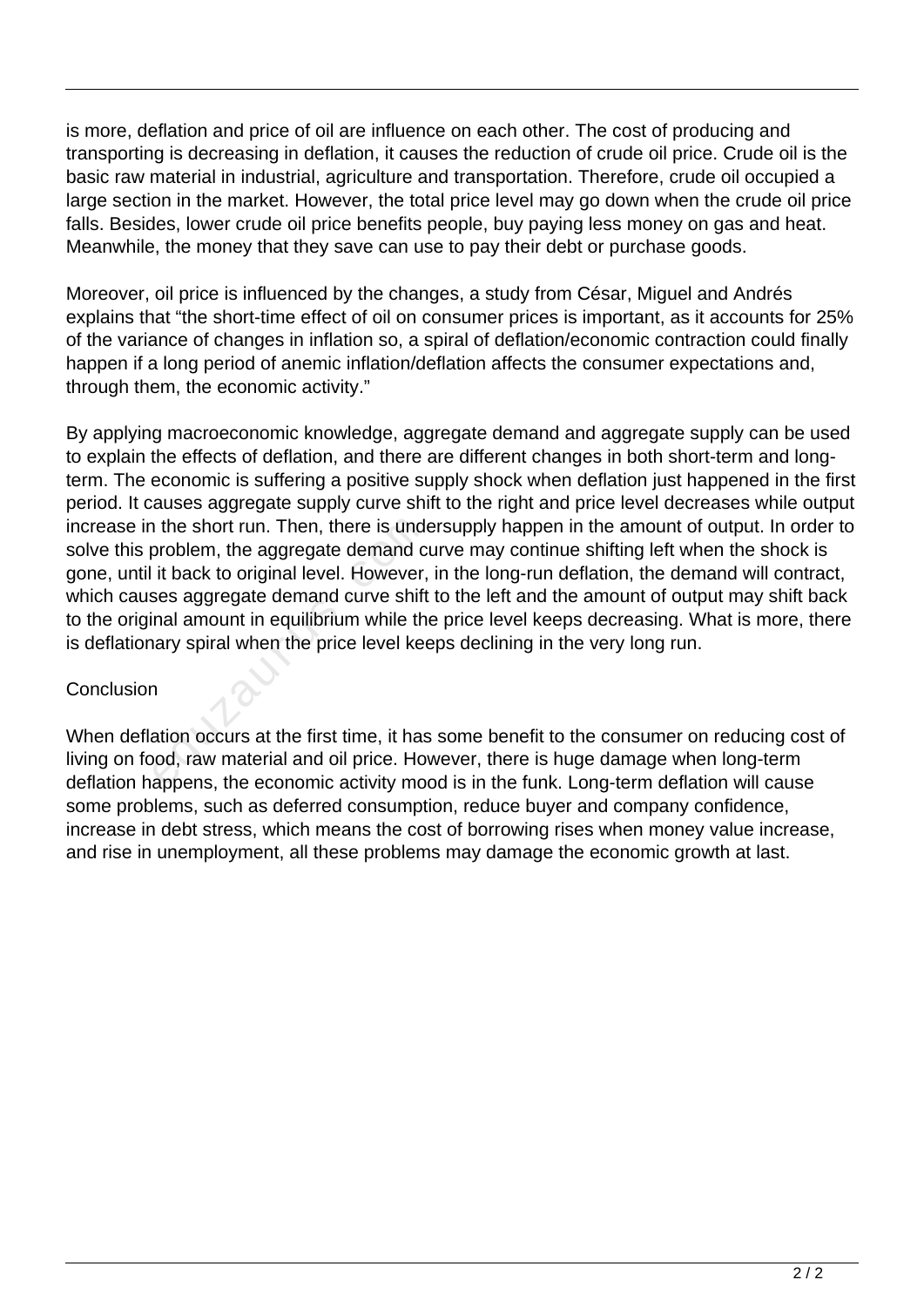is more, deflation and price of oil are influence on each other. The cost of producing and transporting is decreasing in deflation, it causes the reduction of crude oil price. Crude oil is the basic raw material in industrial, agriculture and transportation. Therefore, crude oil occupied a large section in the market. However, the total price level may go down when the crude oil price falls. Besides, lower crude oil price benefits people, buy paying less money on gas and heat. Meanwhile, the money that they save can use to pay their debt or purchase goods.

Moreover, oil price is influenced by the changes, a study from César, Miguel and Andrés explains that "the short-time effect of oil on consumer prices is important, as it accounts for 25% of the variance of changes in inflation so, a spiral of deflation/economic contraction could finally happen if a long period of anemic inflation/deflation affects the consumer expectations and, through them, the economic activity."

By applying macroeconomic knowledge, aggregate demand and aggregate supply can be used to explain the effects of deflation, and there are different changes in both short-term and long-term. The economic is suffering a positive supply shock when deflation just happened in the first period. It causes aggregate supply curve shift to the right and price level decreases while output increase in the short run. Then, there is undersupply happen in the amount of output. In order to solve this problem, the aggregate demand curve may continue shifting left when the shock is gone, until it back to original level. However, in the long-run deflation, the demand will contract, which causes aggregate demand curve shift to the left and the amount of output may shift back to the original amount in equilibrium while the price level keeps decreasing. What is more, there is deflationary spiral when the price level keeps declining in the very long run.

## Conclusion

When deflation occurs at the first time, it has some benefit to the consumer on reducing cost of living on food, raw material and oil price. However, there is huge damage when long-term deflation happens, the economic activity mood is in the funk. Long-term deflation will cause some problems, such as deferred consumption, reduce buyer and company confidence, increase in debt stress, which means the cost of borrowing rises when money value increase, and rise in unemployment, all these problems may damage the economic growth at last.